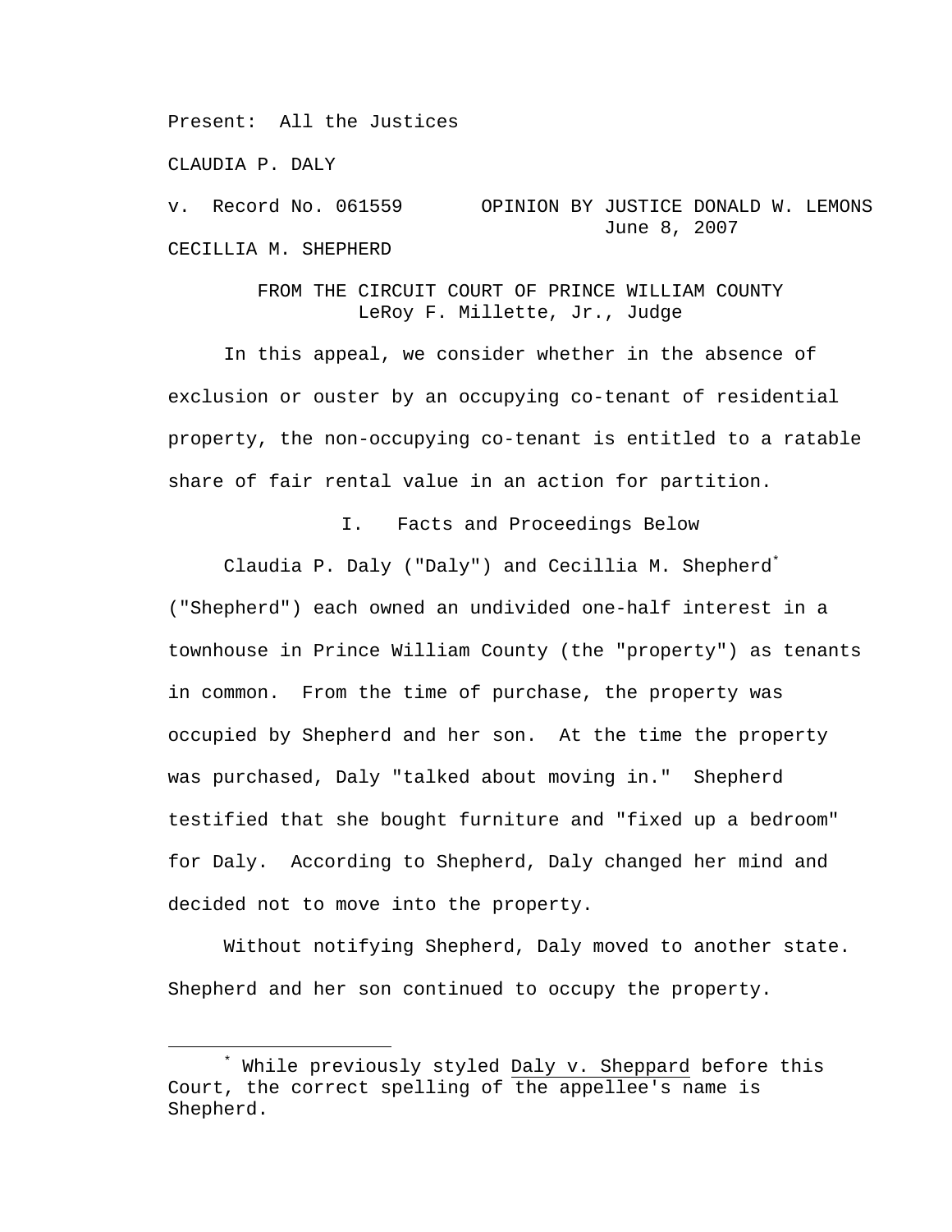Present: All the Justices

CLAUDIA P. DALY

v. Record No. 061559 OPINION BY JUSTICE DONALD W. LEMONS
June 8, 2007

CECILLIA M. SHEPHERD

FROM THE CIRCUIT COURT OF PRINCE WILLIAM COUNTY
LeRoy F. Millette, Jr., Judge

In this appeal, we consider whether in the absence of exclusion or ouster by an occupying co-tenant of residential property, the non-occupying co-tenant is entitled to a ratable share of fair rental value in an action for partition.

## I. Facts and Proceedings Below

Claudia P. Daly ("Daly") and Cecillia M. Shepherd* ("Shepherd") each owned an undivided one-half interest in a townhouse in Prince William County (the "property") as tenants in common. From the time of purchase, the property was occupied by Shepherd and her son. At the time the property was purchased, Daly "talked about moving in." Shepherd testified that she bought furniture and "fixed up a bedroom" for Daly. According to Shepherd, Daly changed her mind and decided not to move into the property.

Without notifying Shepherd, Daly moved to another state. Shepherd and her son continued to occupy the property.

---

* While previously styled Daly v. Sheppard before this Court, the correct spelling of the appellee's name is Shepherd.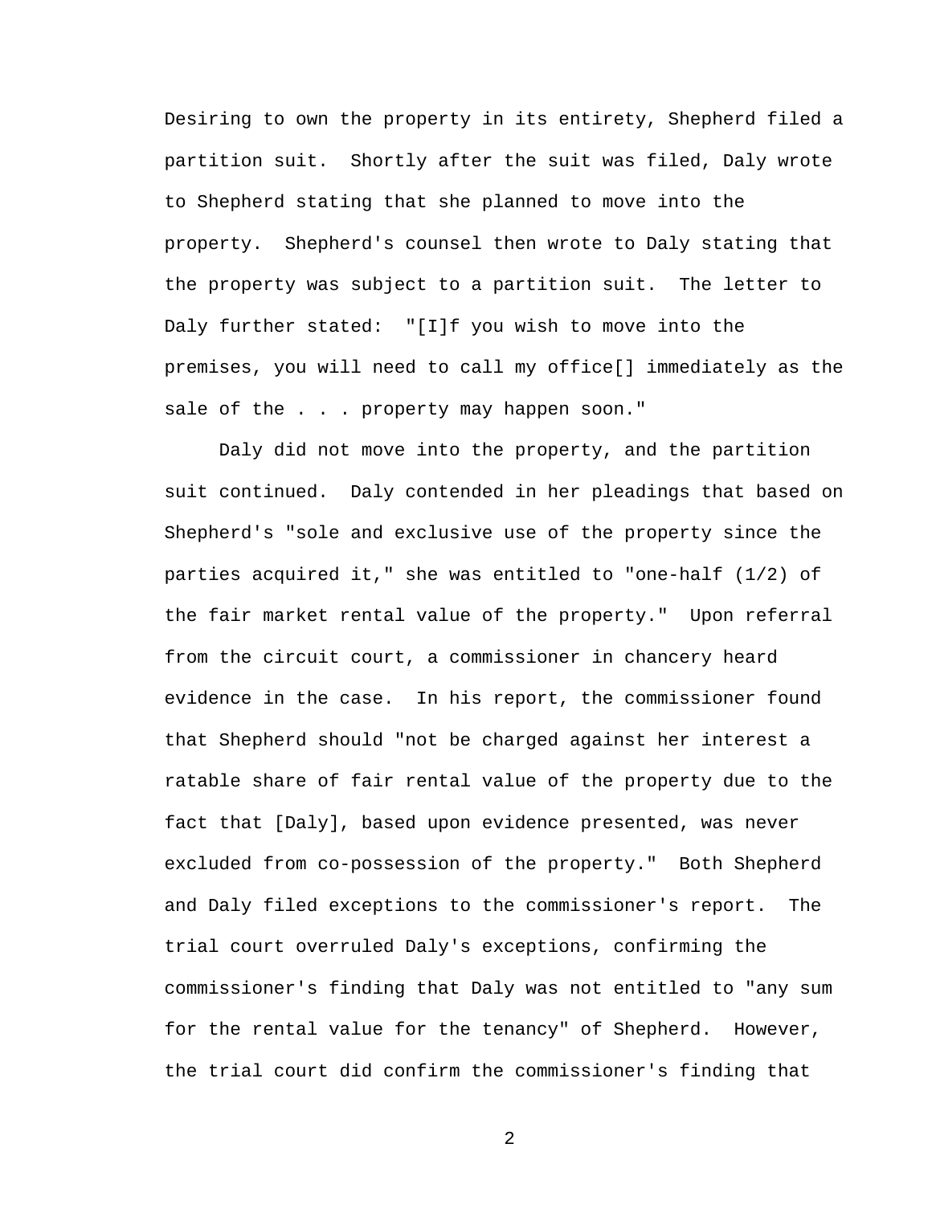Desiring to own the property in its entirety, Shepherd filed a partition suit. Shortly after the suit was filed, Daly wrote to Shepherd stating that she planned to move into the property. Shepherd's counsel then wrote to Daly stating that the property was subject to a partition suit. The letter to Daly further stated: "[I]f you wish to move into the premises, you will need to call my office[] immediately as the sale of the . . . property may happen soon."

Daly did not move into the property, and the partition suit continued. Daly contended in her pleadings that based on Shepherd's "sole and exclusive use of the property since the parties acquired it," she was entitled to "one-half (1/2) of the fair market rental value of the property." Upon referral from the circuit court, a commissioner in chancery heard evidence in the case. In his report, the commissioner found that Shepherd should "not be charged against her interest a ratable share of fair rental value of the property due to the fact that [Daly], based upon evidence presented, was never excluded from co-possession of the property." Both Shepherd and Daly filed exceptions to the commissioner's report. The trial court overruled Daly's exceptions, confirming the commissioner's finding that Daly was not entitled to "any sum for the rental value for the tenancy" of Shepherd. However, the trial court did confirm the commissioner's finding that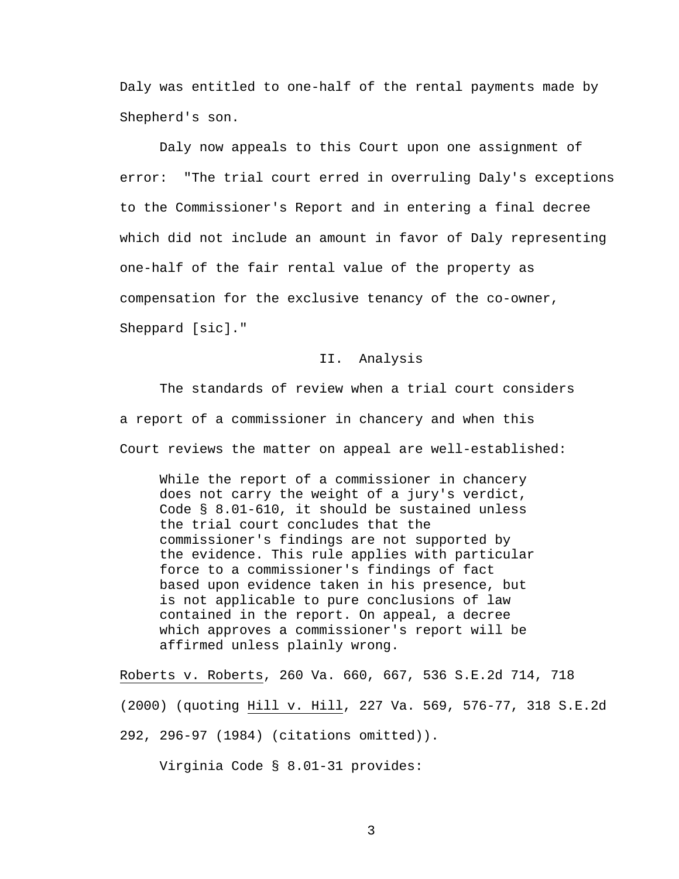Daly was entitled to one-half of the rental payments made by Shepherd's son.

Daly now appeals to this Court upon one assignment of error: "The trial court erred in overruling Daly's exceptions to the Commissioner's Report and in entering a final decree which did not include an amount in favor of Daly representing one-half of the fair rental value of the property as compensation for the exclusive tenancy of the co-owner, Sheppard [sic]."

## II. Analysis

The standards of review when a trial court considers a report of a commissioner in chancery and when this Court reviews the matter on appeal are well-established:

> While the report of a commissioner in chancery does not carry the weight of a jury's verdict, Code § 8.01-610, it should be sustained unless the trial court concludes that the commissioner's findings are not supported by the evidence. This rule applies with particular force to a commissioner's findings of fact based upon evidence taken in his presence, but is not applicable to pure conclusions of law contained in the report. On appeal, a decree which approves a commissioner's report will be affirmed unless plainly wrong.

Roberts v. Roberts, 260 Va. 660, 667, 536 S.E.2d 714, 718 (2000) (quoting Hill v. Hill, 227 Va. 569, 576-77, 318 S.E.2d 292, 296-97 (1984) (citations omitted)).

Virginia Code § 8.01-31 provides: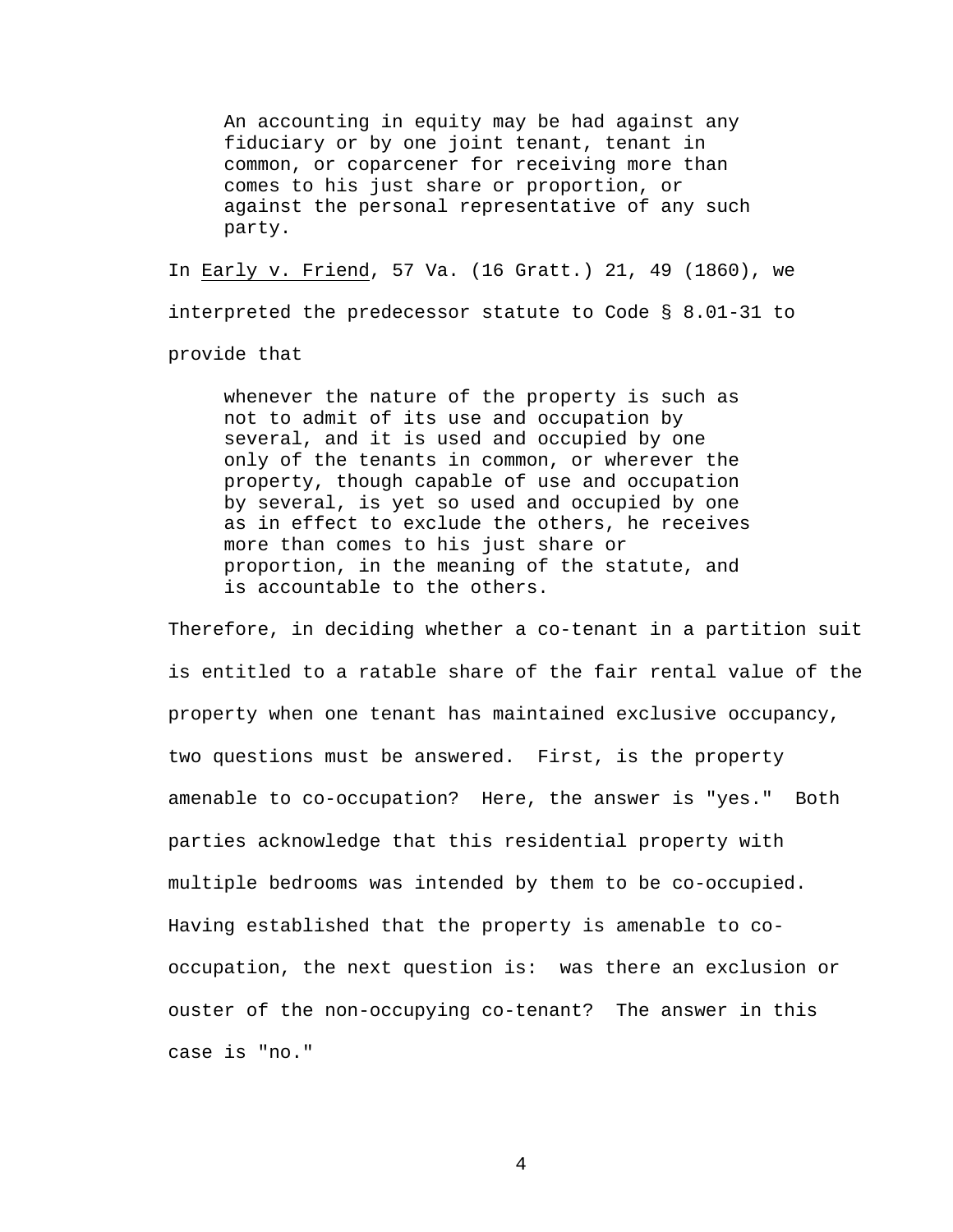> An accounting in equity may be had against any fiduciary or by one joint tenant, tenant in common, or coparcener for receiving more than comes to his just share or proportion, or against the personal representative of any such party.

In Early v. Friend, 57 Va. (16 Gratt.) 21, 49 (1860), we interpreted the predecessor statute to Code § 8.01-31 to provide that

> whenever the nature of the property is such as not to admit of its use and occupation by several, and it is used and occupied by one only of the tenants in common, or wherever the property, though capable of use and occupation by several, is yet so used and occupied by one as in effect to exclude the others, he receives more than comes to his just share or proportion, in the meaning of the statute, and is accountable to the others.

Therefore, in deciding whether a co-tenant in a partition suit is entitled to a ratable share of the fair rental value of the property when one tenant has maintained exclusive occupancy, two questions must be answered. First, is the property amenable to co-occupation? Here, the answer is "yes." Both parties acknowledge that this residential property with multiple bedrooms was intended by them to be co-occupied. Having established that the property is amenable to co-occupation, the next question is: was there an exclusion or ouster of the non-occupying co-tenant? The answer in this case is "no."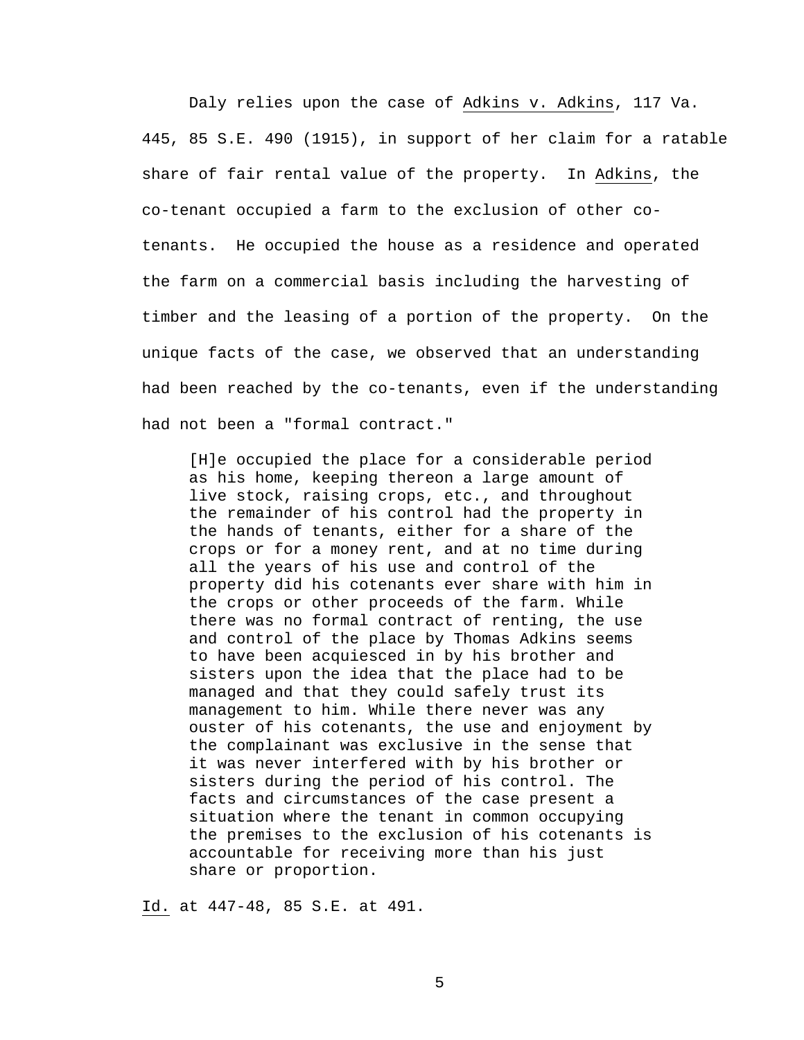Daly relies upon the case of Adkins v. Adkins, 117 Va. 445, 85 S.E. 490 (1915), in support of her claim for a ratable share of fair rental value of the property. In Adkins, the co-tenant occupied a farm to the exclusion of other co-tenants. He occupied the house as a residence and operated the farm on a commercial basis including the harvesting of timber and the leasing of a portion of the property. On the unique facts of the case, we observed that an understanding had been reached by the co-tenants, even if the understanding had not been a "formal contract."

> [H]e occupied the place for a considerable period as his home, keeping thereon a large amount of live stock, raising crops, etc., and throughout the remainder of his control had the property in the hands of tenants, either for a share of the crops or for a money rent, and at no time during all the years of his use and control of the property did his cotenants ever share with him in the crops or other proceeds of the farm. While there was no formal contract of renting, the use and control of the place by Thomas Adkins seems to have been acquiesced in by his brother and sisters upon the idea that the place had to be managed and that they could safely trust its management to him. While there never was any ouster of his cotenants, the use and enjoyment by the complainant was exclusive in the sense that it was never interfered with by his brother or sisters during the period of his control. The facts and circumstances of the case present a situation where the tenant in common occupying the premises to the exclusion of his cotenants is accountable for receiving more than his just share or proportion.

Id. at 447-48, 85 S.E. at 491.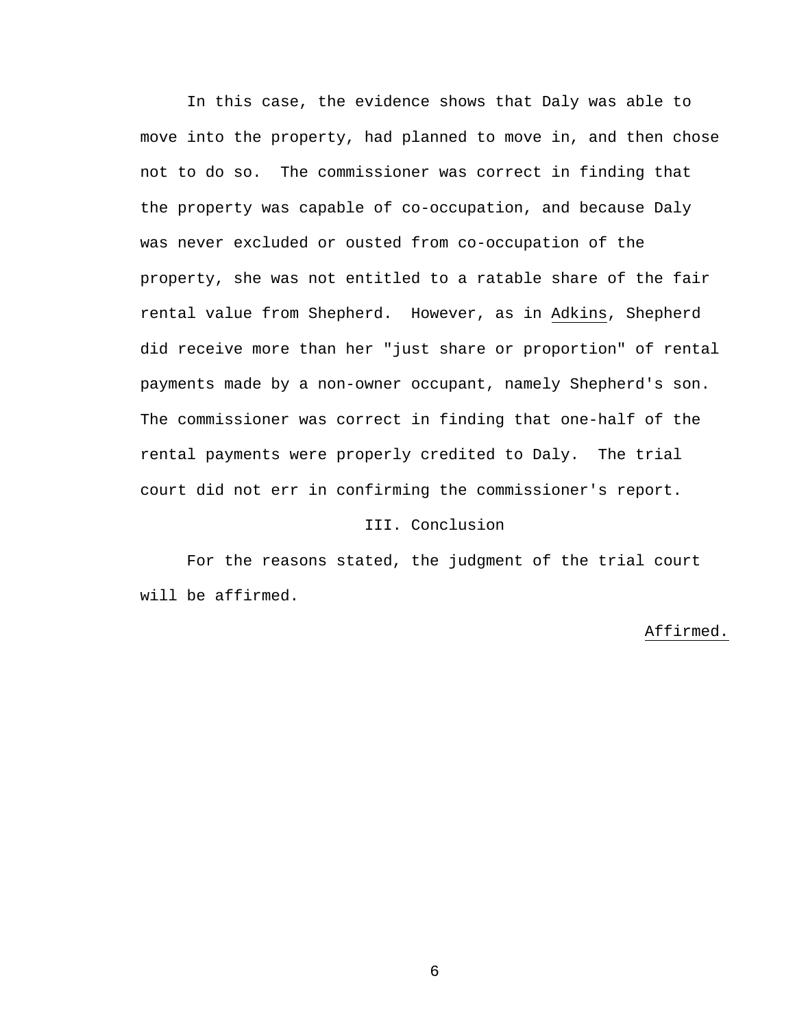In this case, the evidence shows that Daly was able to move into the property, had planned to move in, and then chose not to do so. The commissioner was correct in finding that the property was capable of co-occupation, and because Daly was never excluded or ousted from co-occupation of the property, she was not entitled to a ratable share of the fair rental value from Shepherd. However, as in Adkins, Shepherd did receive more than her "just share or proportion" of rental payments made by a non-owner occupant, namely Shepherd's son. The commissioner was correct in finding that one-half of the rental payments were properly credited to Daly. The trial court did not err in confirming the commissioner's report.

## III. Conclusion

For the reasons stated, the judgment of the trial court will be affirmed.

Affirmed.